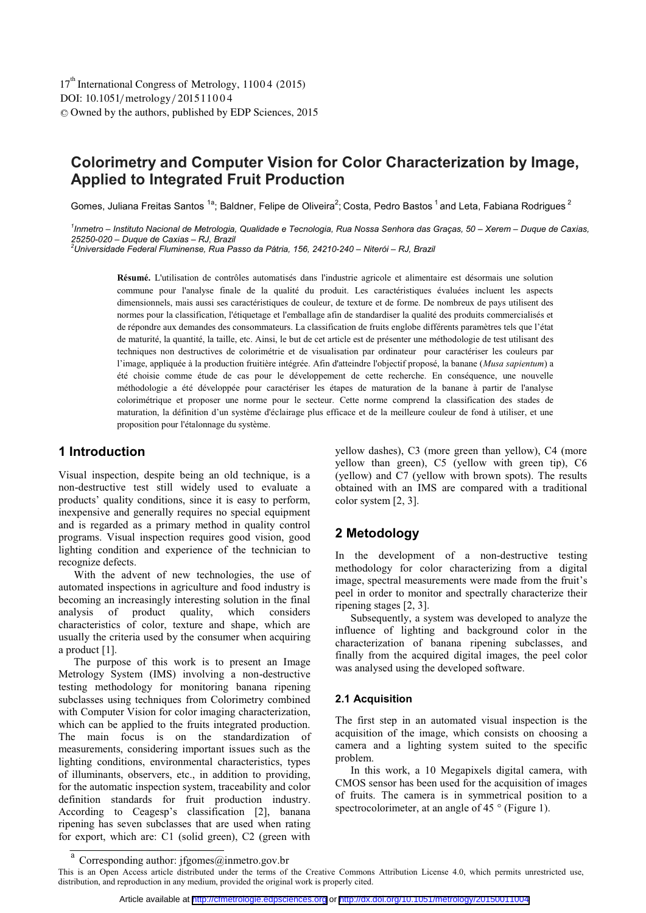# Colorimetry and Computer Vision for Color Characterization by Image, Applied to Integrated Fruit Production

Gomes, Juliana Freitas Santos [1a]; Baldner, Felipe de Oliveira[2]; Costa, Pedro Bastos [1] and Leta, Fabiana Rodrigues [2]

[1]*Inmetro – Instituto Nacional de Metrologia, Qualidade e Tecnologia, Rua Nossa Senhora das Graças, 50 – Xerem – Duque de Caxias, 25250-020 – Duque de Caxias – RJ, Brazil*
[2]*Universidade Federal Fluminense, Rua Passo da Pátria, 156, 24210-240 – Niterói – RJ, Brazil*

**Résumé.** L'utilisation de contrôles automatisés dans l'industrie agricole et alimentaire est désormais une solution commune pour l'analyse finale de la qualité du produit. Les caractéristiques évaluées incluent les aspects dimensionnels, mais aussi ses caractéristiques de couleur, de texture et de forme. De nombreux de pays utilisent des normes pour la classification, l'étiquetage et l'emballage afin de standardiser la qualité des produits commercialisés et de répondre aux demandes des consommateurs. La classification de fruits englobe différents paramètres tels que l'état de maturité, la quantité, la taille, etc. Ainsi, le but de cet article est de présenter une méthodologie de test utilisant des techniques non destructives de colorimétrie et de visualisation par ordinateur pour caractériser les couleurs par l'image, appliquée à la production fruitière intégrée. Afin d'atteindre l'objectif proposé, la banane (*Musa sapientum*) a été choisie comme étude de cas pour le développement de cette recherche. En conséquence, une nouvelle méthodologie a été développée pour caractériser les étapes de maturation de la banane à partir de l'analyse colorimétrique et proposer une norme pour le secteur. Cette norme comprend la classification des stades de maturation, la définition d'un système d'éclairage plus efficace et de la meilleure couleur de fond à utiliser, et une proposition pour l'étalonnage du système.

## 1 Introduction

Visual inspection, despite being an old technique, is a non-destructive test still widely used to evaluate a products' quality conditions, since it is easy to perform, inexpensive and generally requires no special equipment and is regarded as a primary method in quality control programs. Visual inspection requires good vision, good lighting condition and experience of the technician to recognize defects.

With the advent of new technologies, the use of automated inspections in agriculture and food industry is becoming an increasingly interesting solution in the final analysis of product quality, which considers characteristics of color, texture and shape, which are usually the criteria used by the consumer when acquiring a product [1].

The purpose of this work is to present an Image Metrology System (IMS) involving a non-destructive testing methodology for monitoring banana ripening subclasses using techniques from Colorimetry combined with Computer Vision for color imaging characterization, which can be applied to the fruits integrated production. The main focus is on the standardization of measurements, considering important issues such as the lighting conditions, environmental characteristics, types of illuminants, observers, etc., in addition to providing, for the automatic inspection system, traceability and color definition standards for fruit production industry. According to Ceagesp's classification [2], banana ripening has seven subclasses that are used when rating for export, which are: C1 (solid green), C2 (green with yellow dashes), C3 (more green than yellow), C4 (more yellow than green), C5 (yellow with green tip), C6 (yellow) and C7 (yellow with brown spots). The results obtained with an IMS are compared with a traditional color system [2, 3].

## 2 Metodology

In the development of a non-destructive testing methodology for color characterizing from a digital image, spectral measurements were made from the fruit's peel in order to monitor and spectrally characterize their ripening stages [2, 3].

Subsequently, a system was developed to analyze the influence of lighting and background color in the characterization of banana ripening subclasses, and finally from the acquired digital images, the peel color was analysed using the developed software.

### 2.1 Acquisition

The first step in an automated visual inspection is the acquisition of the image, which consists on choosing a camera and a lighting system suited to the specific problem.

In this work, a 10 Megapixels digital camera, with CMOS sensor has been used for the acquisition of images of fruits. The camera is in symmetrical position to a spectrocolorimeter, at an angle of 45 ° (Figure 1).

[a] Corresponding author: jfgomes@inmetro.gov.br

This is an Open Access article distributed under the terms of the Creative Commons Attribution License 4.0, which permits unrestricted use, distribution, and reproduction in any medium, provided the original work is properly cited.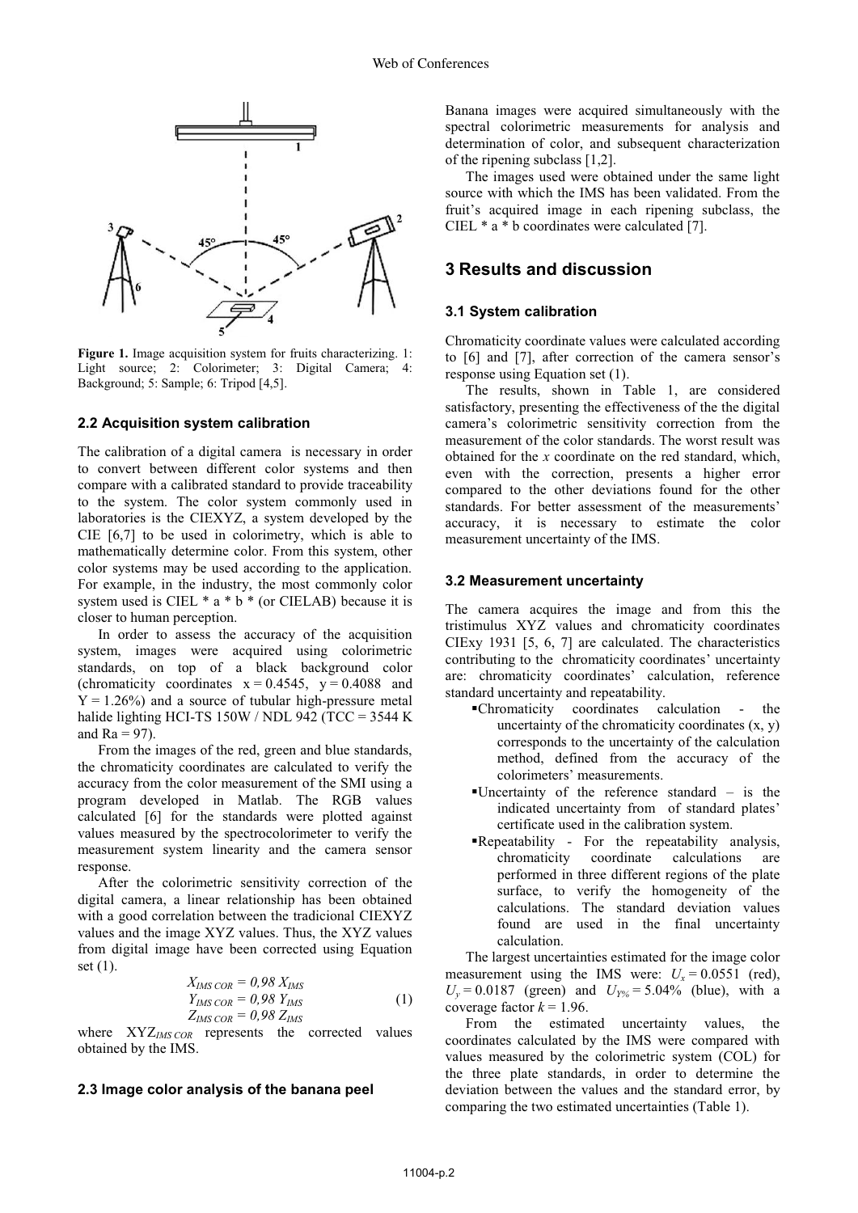Figure 1. Image acquisition system for fruits characterizing. 1: Light source; 2: Colorimeter; 3: Digital Camera; 4: Background; 5: Sample; 6: Tripod [4,5].

### 2.2 Acquisition system calibration

The calibration of a digital camera is necessary in order to convert between different color systems and then compare with a calibrated standard to provide traceability to the system. The color system commonly used in laboratories is the CIEXYZ, a system developed by the CIE [6,7] to be used in colorimetry, which is able to mathematically determine color. From this system, other color systems may be used according to the application. For example, in the industry, the most commonly color system used is CIEL * a * b * (or CIELAB) because it is closer to human perception.

In order to assess the accuracy of the acquisition system, images were acquired using colorimetric standards, on top of a black background color (chromaticity coordinates $x = 0.4545$, $y = 0.4088$ and $Y = 1.26\%$) and a source of tubular high-pressure metal halide lighting HCI-TS 150W / NDL 942 (TCC = 3544 K and Ra = 97).

From the images of the red, green and blue standards, the chromaticity coordinates are calculated to verify the accuracy from the color measurement of the SMI using a program developed in Matlab. The RGB values calculated [6] for the standards were plotted against values measured by the spectrocolorimeter to verify the measurement system linearity and the camera sensor response.

After the colorimetric sensitivity correction of the digital camera, a linear relationship has been obtained with a good correlation between the tradicional CIEXYZ values and the image XYZ values. Thus, the XYZ values from digital image have been corrected using Equation set (1).

$$
\begin{aligned}
X_{IMS\,COR} &= 0{,}98\, X_{IMS} \\
Y_{IMS\,COR} &= 0{,}98\, Y_{IMS} \\
Z_{IMS\,COR} &= 0{,}98\, Z_{IMS}
\end{aligned}
\tag{1}
$$

where $XYZ_{IMS\,COR}$ represents the corrected values obtained by the IMS.

### 2.3 Image color analysis of the banana peel

Banana images were acquired simultaneously with the spectral colorimetric measurements for analysis and determination of color, and subsequent characterization of the ripening subclass [1,2].

The images used were obtained under the same light source with which the IMS has been validated. From the fruit's acquired image in each ripening subclass, the CIEL * a * b coordinates were calculated [7].

## 3 Results and discussion

### 3.1 System calibration

Chromaticity coordinate values were calculated according to [6] and [7], after correction of the camera sensor's response using Equation set (1).

The results, shown in Table 1, are considered satisfactory, presenting the effectiveness of the the digital camera's colorimetric sensitivity correction from the measurement of the color standards. The worst result was obtained for the *x* coordinate on the red standard, which, even with the correction, presents a higher error compared to the other deviations found for the other standards. For better assessment of the measurements' accuracy, it is necessary to estimate the color measurement uncertainty of the IMS.

### 3.2 Measurement uncertainty

The camera acquires the image and from this the tristimulus XYZ values and chromaticity coordinates CIExy 1931 [5, 6, 7] are calculated. The characteristics contributing to the chromaticity coordinates' uncertainty are: chromaticity coordinates' calculation, reference standard uncertainty and repeatability.

- Chromaticity coordinates calculation - the uncertainty of the chromaticity coordinates (x, y) corresponds to the uncertainty of the calculation method, defined from the accuracy of the colorimeters' measurements.
- Uncertainty of the reference standard – is the indicated uncertainty from of standard plates' certificate used in the calibration system.
- Repeatability - For the repeatability analysis, chromaticity coordinate calculations are performed in three different regions of the plate surface, to verify the homogeneity of the calculations. The standard deviation values found are used in the final uncertainty calculation.

The largest uncertainties estimated for the image color measurement using the IMS were: $U_x = 0.0551$ (red), $U_y = 0.0187$ (green) and $U_{Y\%} = 5.04\%$ (blue), with a coverage factor $k = 1.96$.

From the estimated uncertainty values, the coordinates calculated by the IMS were compared with values measured by the colorimetric system (COL) for the three plate standards, in order to determine the deviation between the values and the standard error, by comparing the two estimated uncertainties (Table 1).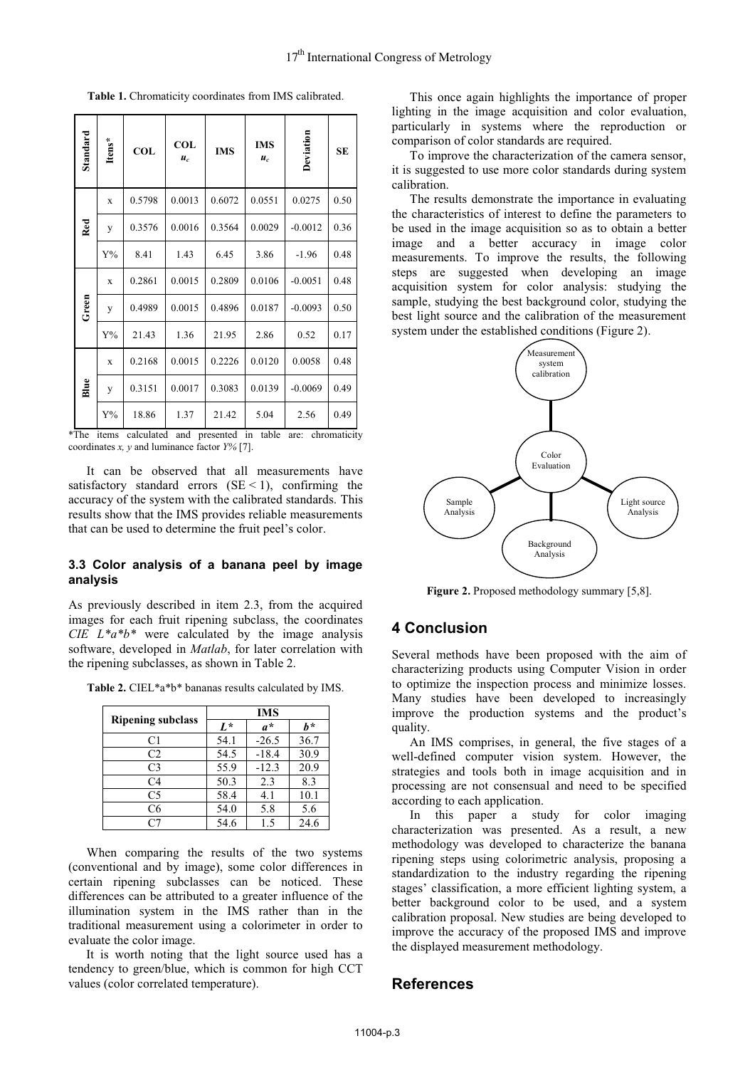**Table 1.** Chromaticity coordinates from IMS calibrated.

| Standard | Itens* | COL | COL $u_c$ | IMS | IMS $u_c$ | Deviation | SE |
|---|---|---|---|---|---|---|---|
| Red | x | 0.5798 | 0.0013 | 0.6072 | 0.0551 | 0.0275 | 0.50 |
| | y | 0.3576 | 0.0016 | 0.3564 | 0.0029 | -0.0012 | 0.36 |
| | Y% | 8.41 | 1.43 | 6.45 | 3.86 | -1.96 | 0.48 |
| Green | x | 0.2861 | 0.0015 | 0.2809 | 0.0106 | -0.0051 | 0.48 |
| | y | 0.4989 | 0.0015 | 0.4896 | 0.0187 | -0.0093 | 0.50 |
| | Y% | 21.43 | 1.36 | 21.95 | 2.86 | 0.52 | 0.17 |
| Blue | x | 0.2168 | 0.0015 | 0.2226 | 0.0120 | 0.0058 | 0.48 |
| | y | 0.3151 | 0.0017 | 0.3083 | 0.0139 | -0.0069 | 0.49 |
| | Y% | 18.86 | 1.37 | 21.42 | 5.04 | 2.56 | 0.49 |

*The items calculated and presented in table are: chromaticity coordinates *x, y* and luminance factor *Y%* [7].

It can be observed that all measurements have satisfactory standard errors (SE < 1), confirming the accuracy of the system with the calibrated standards. This results show that the IMS provides reliable measurements that can be used to determine the fruit peel's color.

### 3.3 Color analysis of a banana peel by image analysis

As previously described in item 2.3, from the acquired images for each fruit ripening subclass, the coordinates *CIE L*a*b** were calculated by the image analysis software, developed in *Matlab*, for later correlation with the ripening subclasses, as shown in Table 2.

**Table 2.** CIEL*a*b* bananas results calculated by IMS.

| Ripening subclass | IMS | | |
|---|---|---|---|
| | *L** | *a** | *b** |
| C1 | 54.1 | -26.5 | 36.7 |
| C2 | 54.5 | -18.4 | 30.9 |
| C3 | 55.9 | -12.3 | 20.9 |
| C4 | 50.3 | 2.3 | 8.3 |
| C5 | 58.4 | 4.1 | 10.1 |
| C6 | 54.0 | 5.8 | 5.6 |
| C7 | 54.6 | 1.5 | 24.6 |

When comparing the results of the two systems (conventional and by image), some color differences in certain ripening subclasses can be noticed. These differences can be attributed to a greater influence of the illumination system in the IMS rather than in the traditional measurement using a colorimeter in order to evaluate the color image.

It is worth noting that the light source used has a tendency to green/blue, which is common for high CCT values (color correlated temperature).

This once again highlights the importance of proper lighting in the image acquisition and color evaluation, particularly in systems where the reproduction or comparison of color standards are required.

To improve the characterization of the camera sensor, it is suggested to use more color standards during system calibration.

The results demonstrate the importance in evaluating the characteristics of interest to define the parameters to be used in the image acquisition so as to obtain a better image and a better accuracy in image color measurements. To improve the results, the following steps are suggested when developing an image acquisition system for color analysis: studying the sample, studying the best background color, studying the best light source and the calibration of the measurement system under the established conditions (Figure 2).

Measurement system calibration

Color Evaluation

Sample Analysis

Light source Analysis

Background Analysis

**Figure 2.** Proposed methodology summary [5,8].

## 4 Conclusion

Several methods have been proposed with the aim of characterizing products using Computer Vision in order to optimize the inspection process and minimize losses. Many studies have been developed to increasingly improve the production systems and the product's quality.

An IMS comprises, in general, the five stages of a well-defined computer vision system. However, the strategies and tools both in image acquisition and in processing are not consensual and need to be specified according to each application.

In this paper a study for color imaging characterization was presented. As a result, a new methodology was developed to characterize the banana ripening steps using colorimetric analysis, proposing a standardization to the industry regarding the ripening stages' classification, a more efficient lighting system, a better background color to be used, and a system calibration proposal. New studies are being developed to improve the accuracy of the proposed IMS and improve the displayed measurement methodology.

## References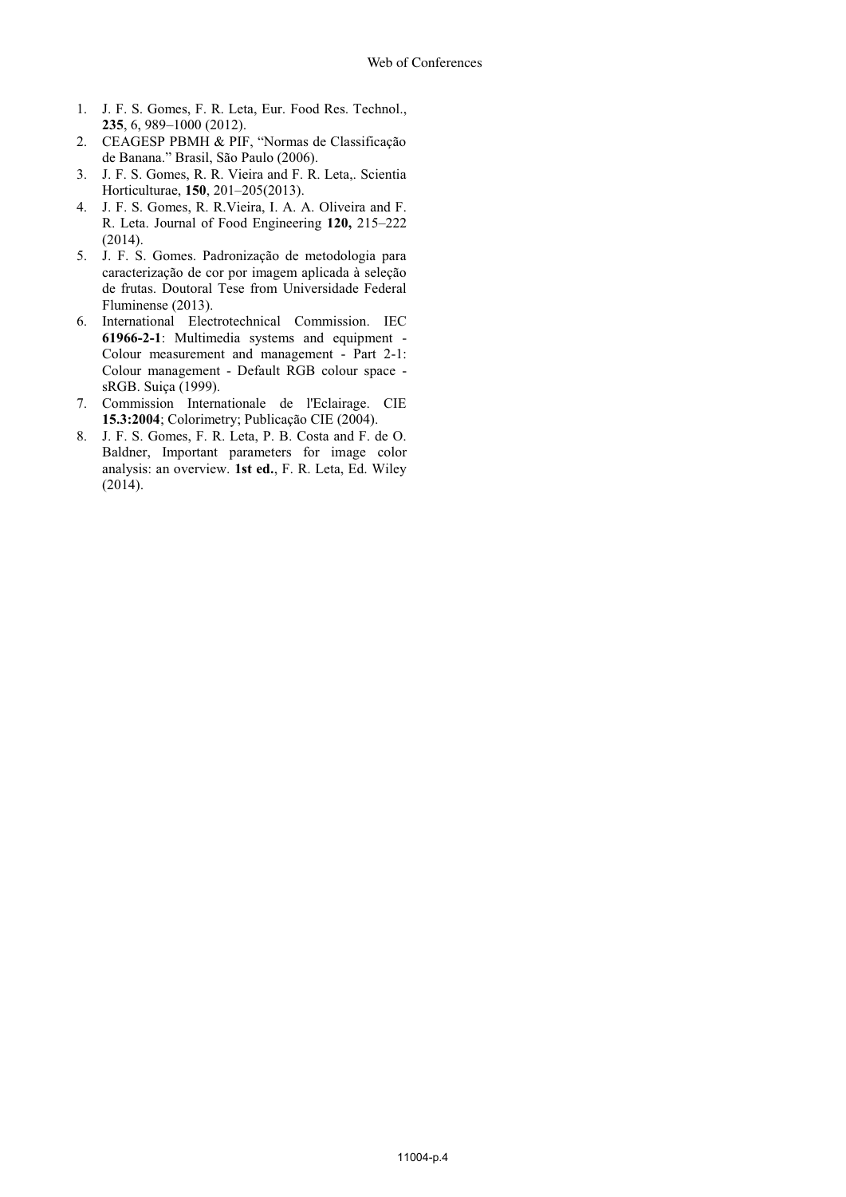1. J. F. S. Gomes, F. R. Leta, Eur. Food Res. Technol., **235**, 6, 989–1000 (2012).
2. CEAGESP PBMH & PIF, "Normas de Classificação de Banana." Brasil, São Paulo (2006).
3. J. F. S. Gomes, R. R. Vieira and F. R. Leta,. Scientia Horticulturae, **150**, 201–205(2013).
4. J. F. S. Gomes, R. R.Vieira, I. A. A. Oliveira and F. R. Leta. Journal of Food Engineering **120,** 215–222 (2014).
5. J. F. S. Gomes. Padronização de metodologia para caracterização de cor por imagem aplicada à seleção de frutas. Doutoral Tese from Universidade Federal Fluminense (2013).
6. International Electrotechnical Commission. IEC **61966-2-1**: Multimedia systems and equipment - Colour measurement and management - Part 2-1: Colour management - Default RGB colour space - sRGB. Suiça (1999).
7. Commission Internationale de l'Eclairage. CIE **15.3:2004**; Colorimetry; Publicação CIE (2004).
8. J. F. S. Gomes, F. R. Leta, P. B. Costa and F. de O. Baldner, Important parameters for image color analysis: an overview. **1st ed.**, F. R. Leta, Ed. Wiley (2014).